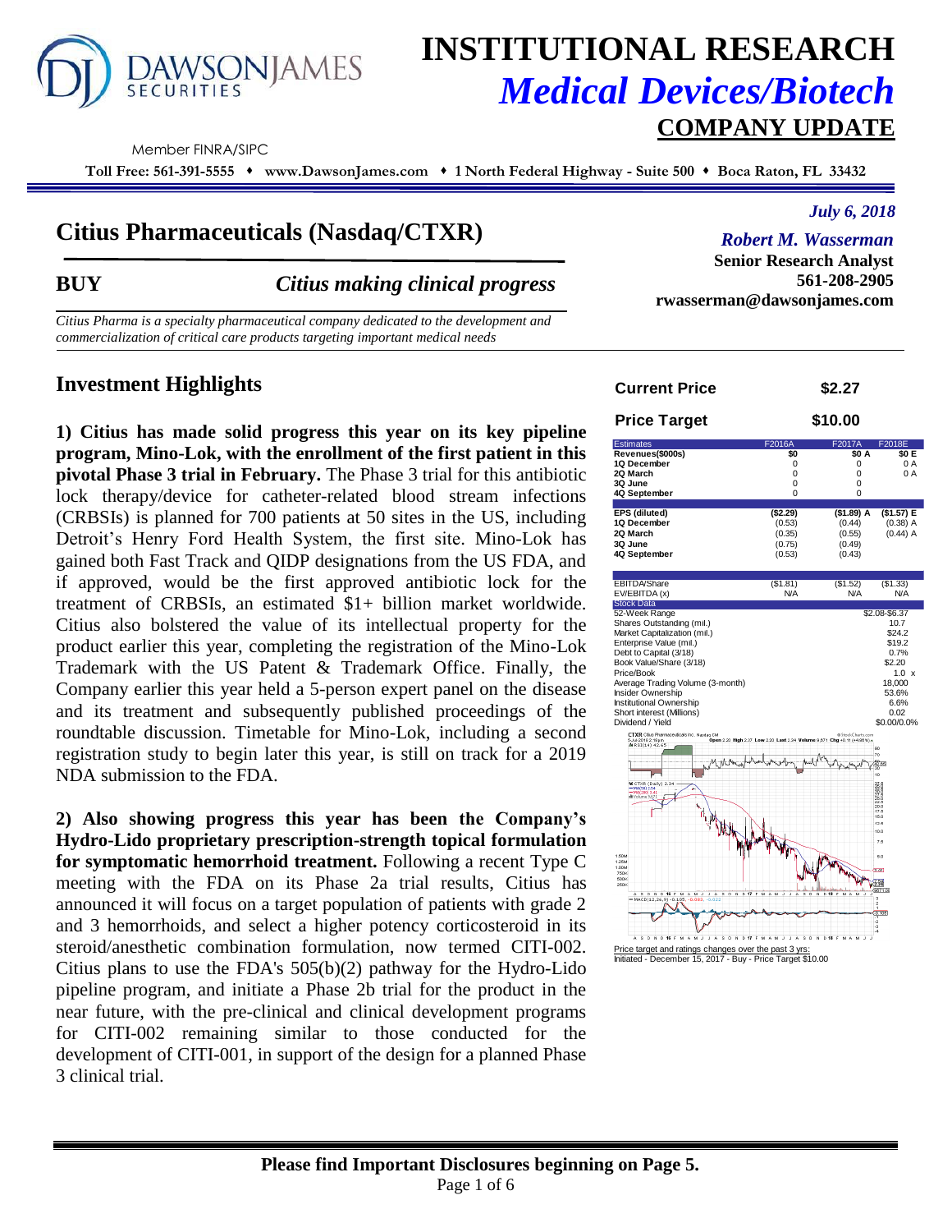# INSTITUTIONAL RESEARCH

## *Medical Devices/Biotech*

## COMPANY UPDATE

Member FINRA/SIPC

**Toll Free: 561-391-5555 • www.DawsonJames.com • 1 North Federal Highway - Suite 500 • Boca Raton, FL 33432**

*July 6, 2018*

# Citius Pharmaceuticals (Nasdaq/CTXR)

***Robert M. Wasserman***
**Senior Research Analyst**
**561-208-2905**
**rwasserman@dawsonjames.com**

**BUY** — *Citius making clinical progress*

*Citius Pharma is a specialty pharmaceutical company dedicated to the development and commercialization of critical care products targeting important medical needs*

## Investment Highlights

**1) Citius has made solid progress this year on its key pipeline program, Mino-Lok, with the enrollment of the first patient in this pivotal Phase 3 trial in February.** The Phase 3 trial for this antibiotic lock therapy/device for catheter-related blood stream infections (CRBSIs) is planned for 700 patients at 50 sites in the US, including Detroit's Henry Ford Health System, the first site. Mino-Lok has gained both Fast Track and QIDP designations from the US FDA, and if approved, would be the first approved antibiotic lock for the treatment of CRBSIs, an estimated $1+ billion market worldwide. Citius also bolstered the value of its intellectual property for the product earlier this year, completing the registration of the Mino-Lok Trademark with the US Patent & Trademark Office. Finally, the Company earlier this year held a 5-person expert panel on the disease and its treatment and subsequently published proceedings of the roundtable discussion. Timetable for Mino-Lok, including a second registration study to begin later this year, is still on track for a 2019 NDA submission to the FDA.

**2) Also showing progress this year has been the Company's Hydro-Lido proprietary prescription-strength topical formulation for symptomatic hemorrhoid treatment.** Following a recent Type C meeting with the FDA on its Phase 2a trial results, Citius has announced it will focus on a target population of patients with grade 2 and 3 hemorrhoids, and select a higher potency corticosteroid in its steroid/anesthetic combination formulation, now termed CITI-002. Citius plans to use the FDA's 505(b)(2) pathway for the Hydro-Lido pipeline program, and initiate a Phase 2b trial for the product in the near future, with the pre-clinical and clinical development programs for CITI-002 remaining similar to those conducted for the development of CITI-001, in support of the design for a planned Phase 3 clinical trial.

| | |
|---|---|
| **Current Price** | **$2.27** |
| **Price Target** | **$10.00** |

| Estimates | F2016A | F2017A | F2018E |
|---|---|---|---|
| **Revenues($000s)** | **$0** | **$0 A** | **$0 E** |
| **1Q December** | 0 | 0 | 0 A |
| **2Q March** | 0 | 0 | 0 A |
| **3Q June** | 0 | 0 | |
| **4Q September** | 0 | 0 | |
| | | | |
| **EPS (diluted)** | **($2.29)** | **($1.89) A** | **($1.57) E** |
| **1Q December** | (0.53) | (0.44) | (0.38) A |
| **2Q March** | (0.35) | (0.55) | (0.44) A |
| **3Q June** | (0.75) | (0.49) | |
| **4Q September** | (0.53) | (0.43) | |
| | | | |
| EBITDA/Share | ($1.81) | ($1.52) | ($1.33) |
| EV/EBITDA (x) | N/A | N/A | N/A |

| Stock Data | |
|---|---|
| 52-Week Range | $2.08-$6.37 |
| Shares Outstanding (mil.) | 10.7 |
| Market Capitalization (mil.) | $24.2 |
| Enterprise Value (mil.) | $19.2 |
| Debt to Capital (3/18) | 0.7% |
| Book Value/Share (3/18) | $2.20 |
| Price/Book | 1.0 x |
| Average Trading Volume (3-month) | 18,000 |
| Insider Ownership | 53.6% |
| Institutional Ownership | 6.6% |
| Short interest (Millions) | 0.02 |
| Dividend / Yield | $0.00/0.0% |

CTXR Citius Pharmaceuticals Inc. Nasdaq CM
5-Jul-2018 2:48pm Open 2.20 High 2.27 Low 2.20 Last 2.24 Volume 9,671 Chg +0.11 (+4.98%)
RSI(14) 42.45
CTXR (Daily) 2.24
MA(50) 2.54
MA(200) 3.41
Volume 9,671
MACD(12,26,9) -0.105, -0.083, -0.022
©StockCharts.com

Price target and ratings changes over the past 3 yrs:
Initiated - December 15, 2017 - Buy - Price Target $10.00

**Please find Important Disclosures beginning on Page 5.**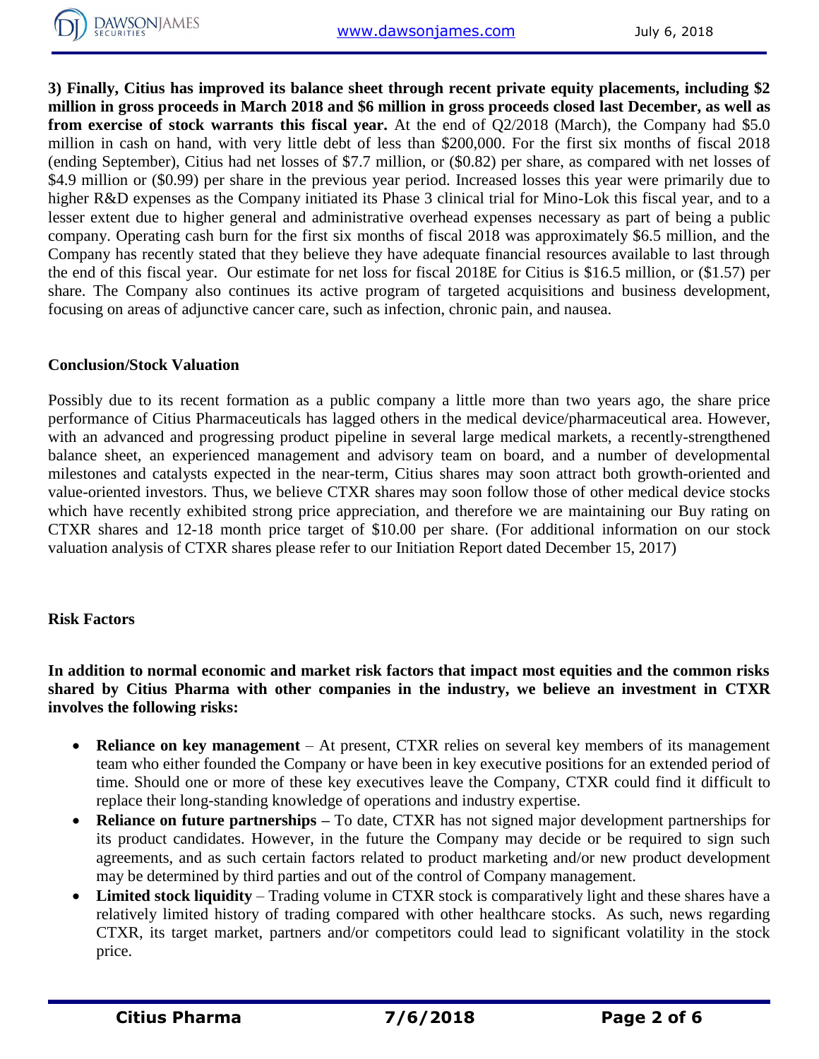**3) Finally, Citius has improved its balance sheet through recent private equity placements, including $2 million in gross proceeds in March 2018 and $6 million in gross proceeds closed last December, as well as from exercise of stock warrants this fiscal year.** At the end of Q2/2018 (March), the Company had $5.0 million in cash on hand, with very little debt of less than $200,000. For the first six months of fiscal 2018 (ending September), Citius had net losses of $7.7 million, or ($0.82) per share, as compared with net losses of $4.9 million or ($0.99) per share in the previous year period. Increased losses this year were primarily due to higher R&D expenses as the Company initiated its Phase 3 clinical trial for Mino-Lok this fiscal year, and to a lesser extent due to higher general and administrative overhead expenses necessary as part of being a public company. Operating cash burn for the first six months of fiscal 2018 was approximately $6.5 million, and the Company has recently stated that they believe they have adequate financial resources available to last through the end of this fiscal year. Our estimate for net loss for fiscal 2018E for Citius is $16.5 million, or ($1.57) per share. The Company also continues its active program of targeted acquisitions and business development, focusing on areas of adjunctive cancer care, such as infection, chronic pain, and nausea.

## Conclusion/Stock Valuation

Possibly due to its recent formation as a public company a little more than two years ago, the share price performance of Citius Pharmaceuticals has lagged others in the medical device/pharmaceutical area. However, with an advanced and progressing product pipeline in several large medical markets, a recently-strengthened balance sheet, an experienced management and advisory team on board, and a number of developmental milestones and catalysts expected in the near-term, Citius shares may soon attract both growth-oriented and value-oriented investors. Thus, we believe CTXR shares may soon follow those of other medical device stocks which have recently exhibited strong price appreciation, and therefore we are maintaining our Buy rating on CTXR shares and 12-18 month price target of $10.00 per share. (For additional information on our stock valuation analysis of CTXR shares please refer to our Initiation Report dated December 15, 2017)

## Risk Factors

**In addition to normal economic and market risk factors that impact most equities and the common risks shared by Citius Pharma with other companies in the industry, we believe an investment in CTXR involves the following risks:**

- **Reliance on key management** – At present, CTXR relies on several key members of its management team who either founded the Company or have been in key executive positions for an extended period of time. Should one or more of these key executives leave the Company, CTXR could find it difficult to replace their long-standing knowledge of operations and industry expertise.
- **Reliance on future partnerships –** To date, CTXR has not signed major development partnerships for its product candidates. However, in the future the Company may decide or be required to sign such agreements, and as such certain factors related to product marketing and/or new product development may be determined by third parties and out of the control of Company management.
- **Limited stock liquidity** – Trading volume in CTXR stock is comparatively light and these shares have a relatively limited history of trading compared with other healthcare stocks. As such, news regarding CTXR, its target market, partners and/or competitors could lead to significant volatility in the stock price.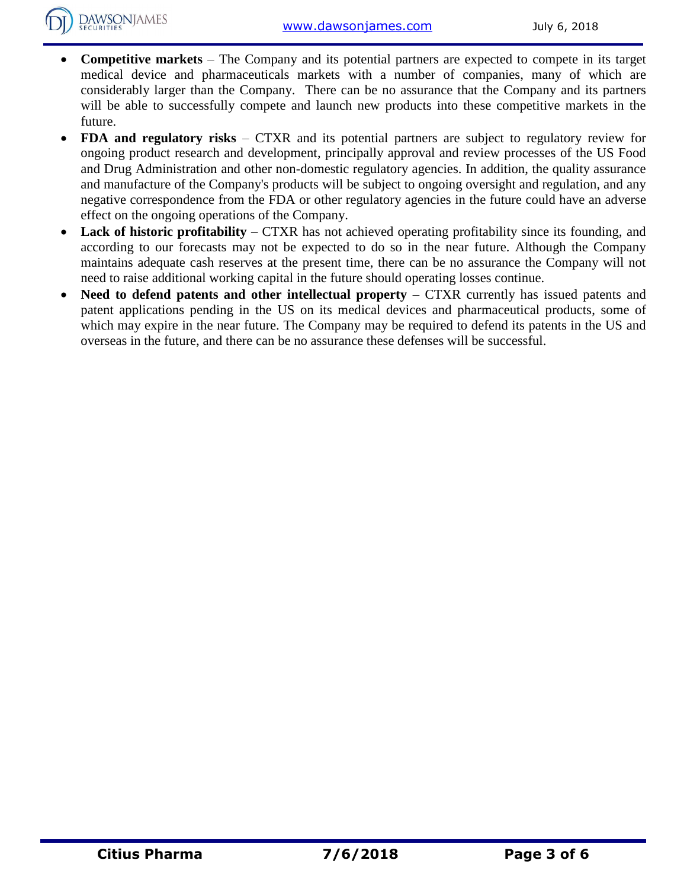- **Competitive markets** – The Company and its potential partners are expected to compete in its target medical device and pharmaceuticals markets with a number of companies, many of which are considerably larger than the Company. There can be no assurance that the Company and its partners will be able to successfully compete and launch new products into these competitive markets in the future.
- **FDA and regulatory risks** – CTXR and its potential partners are subject to regulatory review for ongoing product research and development, principally approval and review processes of the US Food and Drug Administration and other non-domestic regulatory agencies. In addition, the quality assurance and manufacture of the Company's products will be subject to ongoing oversight and regulation, and any negative correspondence from the FDA or other regulatory agencies in the future could have an adverse effect on the ongoing operations of the Company.
- **Lack of historic profitability** – CTXR has not achieved operating profitability since its founding, and according to our forecasts may not be expected to do so in the near future. Although the Company maintains adequate cash reserves at the present time, there can be no assurance the Company will not need to raise additional working capital in the future should operating losses continue.
- **Need to defend patents and other intellectual property** – CTXR currently has issued patents and patent applications pending in the US on its medical devices and pharmaceutical products, some of which may expire in the near future. The Company may be required to defend its patents in the US and overseas in the future, and there can be no assurance these defenses will be successful.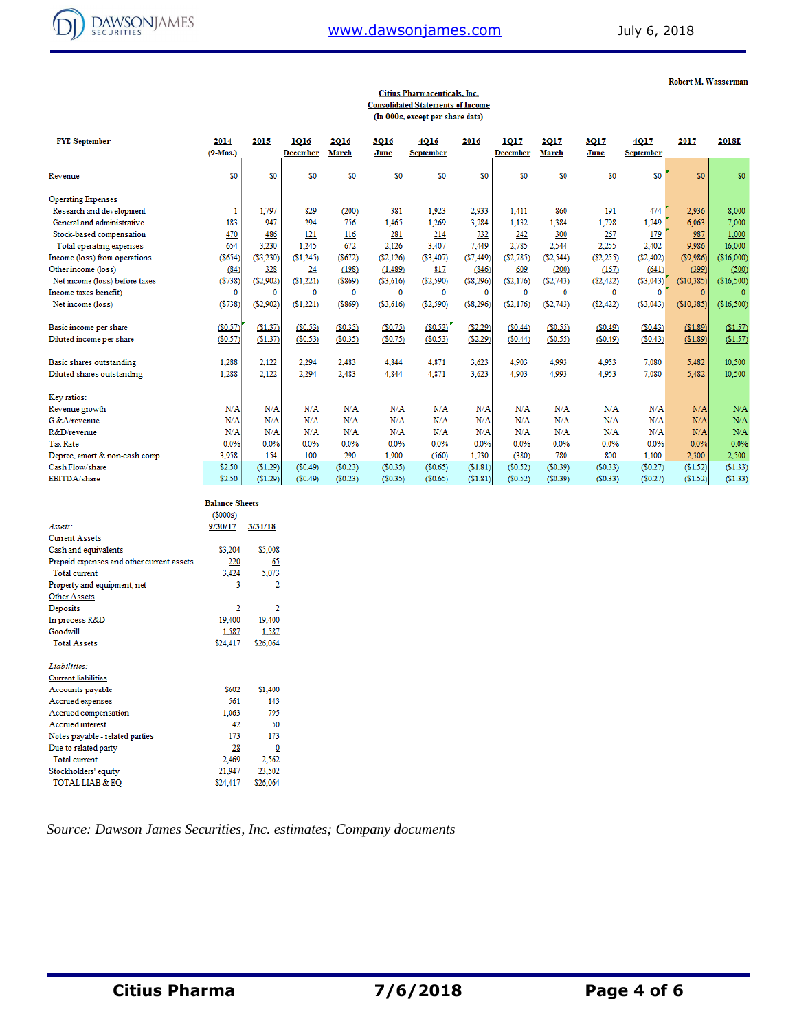Robert M. Wasserman

**Citius Pharmaceuticals, Inc.**
**Consolidated Statements of Income**
**(In 000s, except per share data)**

| FYE September | 2014 (9-Mos.) | 2015 | 1Q16 December | 2Q16 March | 3Q16 June | 4Q16 September | 2016 | 1Q17 December | 2Q17 March | 3Q17 June | 4Q17 September | 2017 | 2018E |
|---|---|---|---|---|---|---|---|---|---|---|---|---|---|
| Revenue | $0 | $0 | $0 | $0 | $0 | $0 | $0 | $0 | $0 | $0 | $0 | $0 | $0 |
| Operating Expenses | | | | | | | | | | | | | |
| Research and development | 1 | 1,797 | 829 | (200) | 381 | 1,923 | 2,933 | 1,411 | 860 | 191 | 474 | 2,936 | 8,000 |
| General and administrative | 183 | 947 | 294 | 756 | 1,465 | 1,269 | 3,784 | 1,132 | 1,384 | 1,798 | 1,749 | 6,063 | 7,000 |
| Stock-based compensation | 470 | 486 | 121 | 116 | 281 | 214 | 732 | 242 | 300 | 267 | 179 | 987 | 1,000 |
| Total operating expenses | 654 | 3,230 | 1,245 | 672 | 2,126 | 3,407 | 7,449 | 2,785 | 2,544 | 2,255 | 2,402 | 9,986 | 16,000 |
| Income (loss) from operations | ($654) | ($3,230) | ($1,245) | ($672) | ($2,126) | ($3,407) | ($7,449) | ($2,785) | ($2,544) | ($2,255) | ($2,402) | ($9,986) | ($16,000) |
| Other income (loss) | (84) | 328 | 24 | (198) | (1,489) | 817 | (846) | 609 | (200) | (167) | (641) | (399) | (500) |
| Net income (loss) before taxes | ($738) | ($2,902) | ($1,221) | ($869) | ($3,616) | ($2,590) | ($8,296) | ($2,176) | ($2,743) | ($2,422) | ($3,043) | ($10,385) | ($16,500) |
| Income taxes benefit) | 0 | 0 | 0 | 0 | 0 | 0 | 0 | 0 | 0 | 0 | 0 | 0 | 0 |
| Net income (loss) | ($738) | ($2,902) | ($1,221) | ($869) | ($3,616) | ($2,590) | ($8,296) | ($2,176) | ($2,743) | ($2,422) | ($3,043) | ($10,385) | ($16,500) |
| Basic income per share | ($0.57) | ($1.37) | ($0.53) | ($0.35) | ($0.75) | ($0.53) | ($2.29) | ($0.44) | ($0.55) | ($0.49) | ($0.43) | ($1.89) | ($1.57) |
| Diluted income per share | ($0.57) | ($1.37) | ($0.53) | ($0.35) | ($0.75) | ($0.53) | ($2.29) | ($0.44) | ($0.55) | ($0.49) | ($0.43) | ($1.89) | ($1.57) |
| Basic shares outstanding | 1,288 | 2,122 | 2,294 | 2,483 | 4,844 | 4,871 | 3,623 | 4,903 | 4,993 | 4,953 | 7,080 | 5,482 | 10,500 |
| Diluted shares outstanding | 1,288 | 2,122 | 2,294 | 2,483 | 4,844 | 4,871 | 3,623 | 4,903 | 4,993 | 4,953 | 7,080 | 5,482 | 10,500 |
| Key ratios: | | | | | | | | | | | | | |
| Revenue growth | N/A | N/A | N/A | N/A | N/A | N/A | N/A | N/A | N/A | N/A | N/A | N/A | N/A |
| G &A/revenue | N/A | N/A | N/A | N/A | N/A | N/A | N/A | N/A | N/A | N/A | N/A | N/A | N/A |
| R&D/revenue | N/A | N/A | N/A | N/A | N/A | N/A | N/A | N/A | N/A | N/A | N/A | N/A | N/A |
| Tax Rate | 0.0% | 0.0% | 0.0% | 0.0% | 0.0% | 0.0% | 0.0% | 0.0% | 0.0% | 0.0% | 0.0% | 0.0% | 0.0% |
| Deprec, amort & non-cash comp. | 3,958 | 154 | 100 | 290 | 1,900 | (560) | 1,730 | (380) | 780 | 800 | 1,100 | 2,300 | 2,500 |
| Cash Flow/share | $2.50 | ($1.29) | ($0.49) | ($0.23) | ($0.35) | ($0.65) | ($1.81) | ($0.52) | ($0.39) | ($0.33) | ($0.27) | ($1.52) | ($1.33) |
| EBITDA/share | $2.50 | ($1.29) | ($0.49) | ($0.23) | ($0.35) | ($0.65) | ($1.81) | ($0.52) | ($0.39) | ($0.33) | ($0.27) | ($1.52) | ($1.33) |

**Balance Sheets**
($000s)

| *Assets:* | 9/30/17 | 3/31/18 |
|---|---|---|
| Current Assets | | |
| Cash and equivalents | $3,204 | $5,008 |
| Prepaid expenses and other current assets | 220 | 65 |
| Total current | 3,424 | 5,073 |
| Property and equipment, net | 3 | 2 |
| Other Assets | | |
| Deposits | 2 | 2 |
| In-process R&D | 19,400 | 19,400 |
| Goodwill | 1,587 | 1,587 |
| Total Assets | $24,417 | $26,064 |
| *Liabilities:* | | |
| Current liabilities | | |
| Accounts payable | $602 | $1,400 |
| Accrued expenses | 561 | 143 |
| Accrued compensation | 1,063 | 795 |
| Accrued interest | 42 | 50 |
| Notes payable - related parties | 173 | 173 |
| Due to related party | 28 | 0 |
| Total current | 2,469 | 2,562 |
| Stockholders' equity | 21,947 | 23,502 |
| TOTAL LIAB & EQ | $24,417 | $26,064 |

*Source: Dawson James Securities, Inc. estimates; Company documents*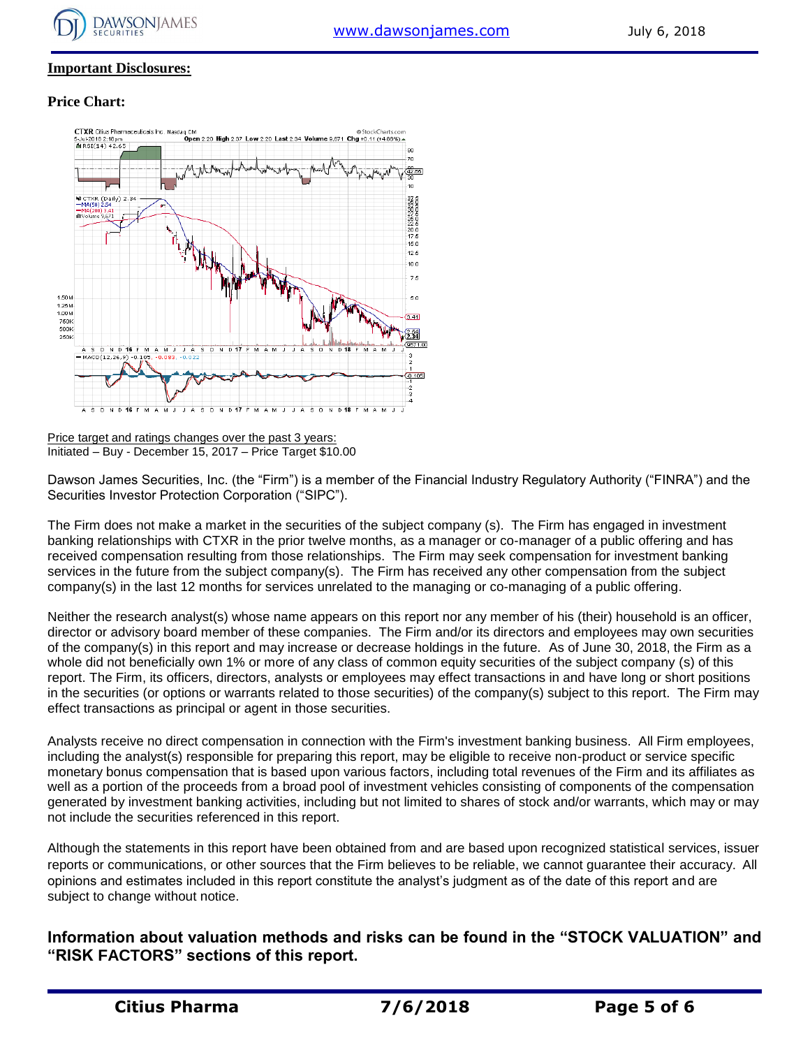**Important Disclosures:**

**Price Chart:**

CTXR Citius Pharmaceuticals Inc Nasdaq CM
5-Jul-2018 2:16pm
Open 2.20 High 2.37 Low 2.20 Last 2.34 Volume 9,571 Chg +0.11 (+4.88%)
©StockCharts.com
RSI(14) 42.65
CTXR (Daily) 2.34
MA(50) 2.54
MA(200) 3.41
Volume 9,571
MACD(12,26,9) -0.105, -0.083, -0.022

Price target and ratings changes over the past 3 years:
Initiated – Buy - December 15, 2017 – Price Target $10.00

Dawson James Securities, Inc. (the "Firm") is a member of the Financial Industry Regulatory Authority ("FINRA") and the Securities Investor Protection Corporation ("SIPC").

The Firm does not make a market in the securities of the subject company (s). The Firm has engaged in investment banking relationships with CTXR in the prior twelve months, as a manager or co-manager of a public offering and has received compensation resulting from those relationships. The Firm may seek compensation for investment banking services in the future from the subject company(s). The Firm has received any other compensation from the subject company(s) in the last 12 months for services unrelated to the managing or co-managing of a public offering.

Neither the research analyst(s) whose name appears on this report nor any member of his (their) household is an officer, director or advisory board member of these companies. The Firm and/or its directors and employees may own securities of the company(s) in this report and may increase or decrease holdings in the future. As of June 30, 2018, the Firm as a whole did not beneficially own 1% or more of any class of common equity securities of the subject company (s) of this report. The Firm, its officers, directors, analysts or employees may effect transactions in and have long or short positions in the securities (or options or warrants related to those securities) of the company(s) subject to this report. The Firm may effect transactions as principal or agent in those securities.

Analysts receive no direct compensation in connection with the Firm's investment banking business. All Firm employees, including the analyst(s) responsible for preparing this report, may be eligible to receive non-product or service specific monetary bonus compensation that is based upon various factors, including total revenues of the Firm and its affiliates as well as a portion of the proceeds from a broad pool of investment vehicles consisting of components of the compensation generated by investment banking activities, including but not limited to shares of stock and/or warrants, which may or may not include the securities referenced in this report.

Although the statements in this report have been obtained from and are based upon recognized statistical services, issuer reports or communications, or other sources that the Firm believes to be reliable, we cannot guarantee their accuracy. All opinions and estimates included in this report constitute the analyst's judgment as of the date of this report and are subject to change without notice.

**Information about valuation methods and risks can be found in the "STOCK VALUATION" and "RISK FACTORS" sections of this report.**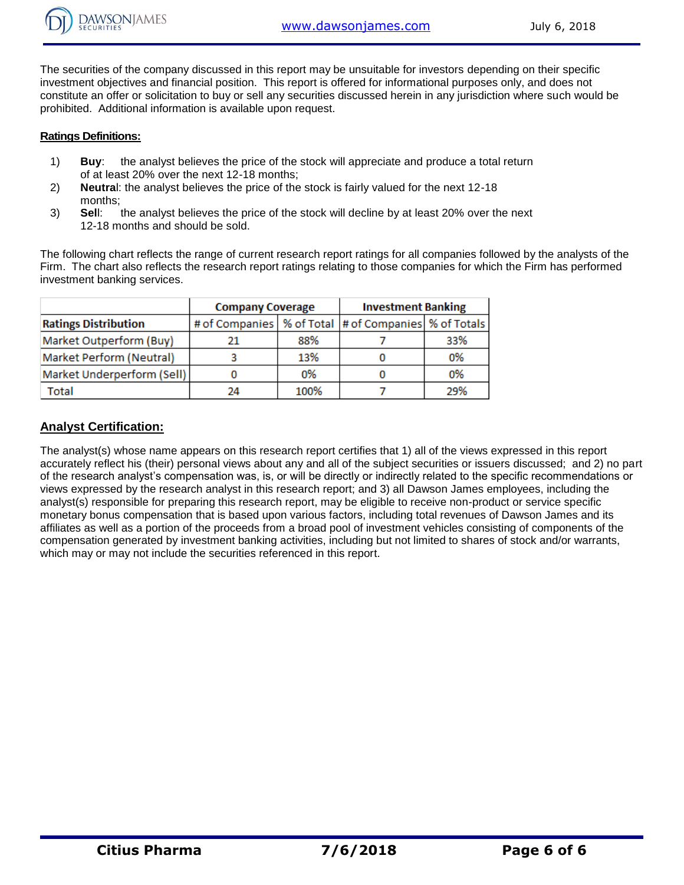The securities of the company discussed in this report may be unsuitable for investors depending on their specific investment objectives and financial position. This report is offered for informational purposes only, and does not constitute an offer or solicitation to buy or sell any securities discussed herein in any jurisdiction where such would be prohibited. Additional information is available upon request.

**Ratings Definitions:**

1) **Buy**: the analyst believes the price of the stock will appreciate and produce a total return of at least 20% over the next 12-18 months;
2) **Neutral**: the analyst believes the price of the stock is fairly valued for the next 12-18 months;
3) **Sell**: the analyst believes the price of the stock will decline by at least 20% over the next 12-18 months and should be sold.

The following chart reflects the range of current research report ratings for all companies followed by the analysts of the Firm. The chart also reflects the research report ratings relating to those companies for which the Firm has performed investment banking services.

| | Company Coverage | | Investment Banking | |
|---|---|---|---|---|
| **Ratings Distribution** | # of Companies | % of Total | # of Companies | % of Totals |
| Market Outperform (Buy) | 21 | 88% | 7 | 33% |
| Market Perform (Neutral) | 3 | 13% | 0 | 0% |
| Market Underperform (Sell) | 0 | 0% | 0 | 0% |
| Total | 24 | 100% | 7 | 29% |

## Analyst Certification:

The analyst(s) whose name appears on this research report certifies that 1) all of the views expressed in this report accurately reflect his (their) personal views about any and all of the subject securities or issuers discussed; and 2) no part of the research analyst's compensation was, is, or will be directly or indirectly related to the specific recommendations or views expressed by the research analyst in this research report; and 3) all Dawson James employees, including the analyst(s) responsible for preparing this research report, may be eligible to receive non-product or service specific monetary bonus compensation that is based upon various factors, including total revenues of Dawson James and its affiliates as well as a portion of the proceeds from a broad pool of investment vehicles consisting of components of the compensation generated by investment banking activities, including but not limited to shares of stock and/or warrants, which may or may not include the securities referenced in this report.